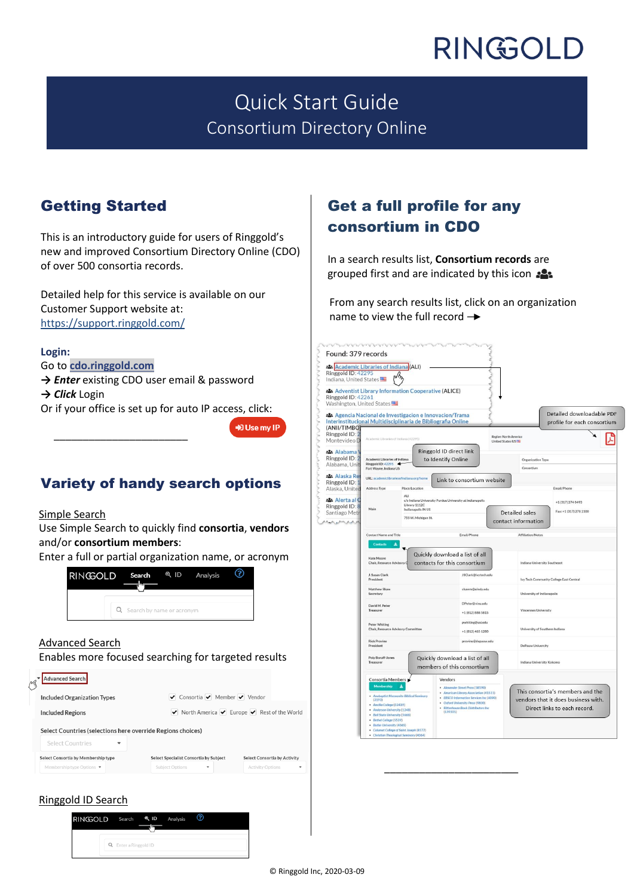# Quick Start Guide

## Consortium Directory Online

## Getting Started

This is an introductory guide for users of Ringgold's new and improved Consortium Directory Online (CDO) of over 500 consortia records.

Detailed help for this service is available on our Customer Support website at: https://support.ringgold.com/

**Login:**
Go to **cdo.ringgold.com**
→ ***Enter*** existing CDO user email & password
→ ***Click*** Login
Or if your office is set up for auto IP access, click: **Use my IP**

## Variety of handy search options

Simple Search
Use Simple Search to quickly find **consortia**, **vendors** and/or **consortium members**:
Enter a full or partial organization name, or acronym

Advanced Search
Enables more focused searching for targeted results

Ringgold ID Search

## Get a full profile for any consortium in CDO

In a search results list, **Consortium records** are grouped first and are indicated by this icon

From any search results list, click on an organization name to view the full record →

- Ringgold ID direct link to Identify Online
- Link to consortium website
- Detailed downloadable PDF profile for each consortium
- Detailed sales contact information
- Quickly download a list of all contacts for this consortium
- Quickly download a list of all members of this consortium
- This consortia's members and the vendors that it does business with. Direct links to each record.

© Ringgold Inc, 2020-03-09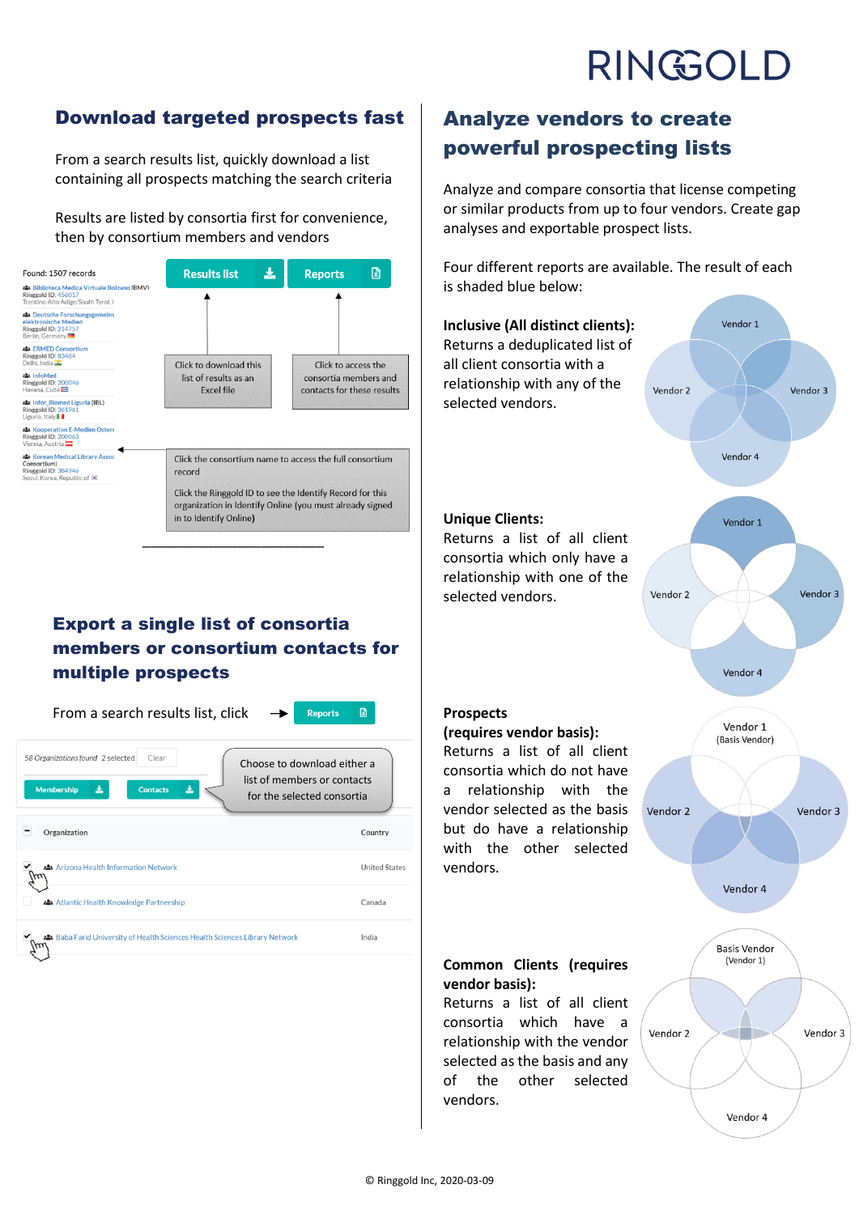RINGGOLD

## Download targeted prospects fast

From a search results list, quickly download a list containing all prospects matching the search criteria

Results are listed by consortia first for convenience, then by consortium members and vendors

Found: 1507 records

Results list | Reports

Click to download this list of results as an Excel file

Click to access the consortia members and contacts for these results

Click the consortium name to access the full consortium record

Click the Ringgold ID to see the Identify Record for this organization in Identify Online (you must already signed in to Identify Online)

## Export a single list of consortia members or consortium contacts for multiple prospects

From a search results list, click → Reports

Choose to download either a list of members or contacts for the selected consortia

## Analyze vendors to create powerful prospecting lists

Analyze and compare consortia that license competing or similar products from up to four vendors. Create gap analyses and exportable prospect lists.

Four different reports are available. The result of each is shaded blue below:

**Inclusive (All distinct clients):** Returns a deduplicated list of all client consortia with a relationship with any of the selected vendors.

**Unique Clients:** Returns a list of all client consortia which only have a relationship with one of the selected vendors.

**Prospects (requires vendor basis):** Returns a list of all client consortia which do not have a relationship with the vendor selected as the basis but do have a relationship with the other selected vendors.

**Common Clients (requires vendor basis):** Returns a list of all client consortia which have a relationship with the vendor selected as the basis and any of the other selected vendors.

© Ringgold Inc, 2020-03-09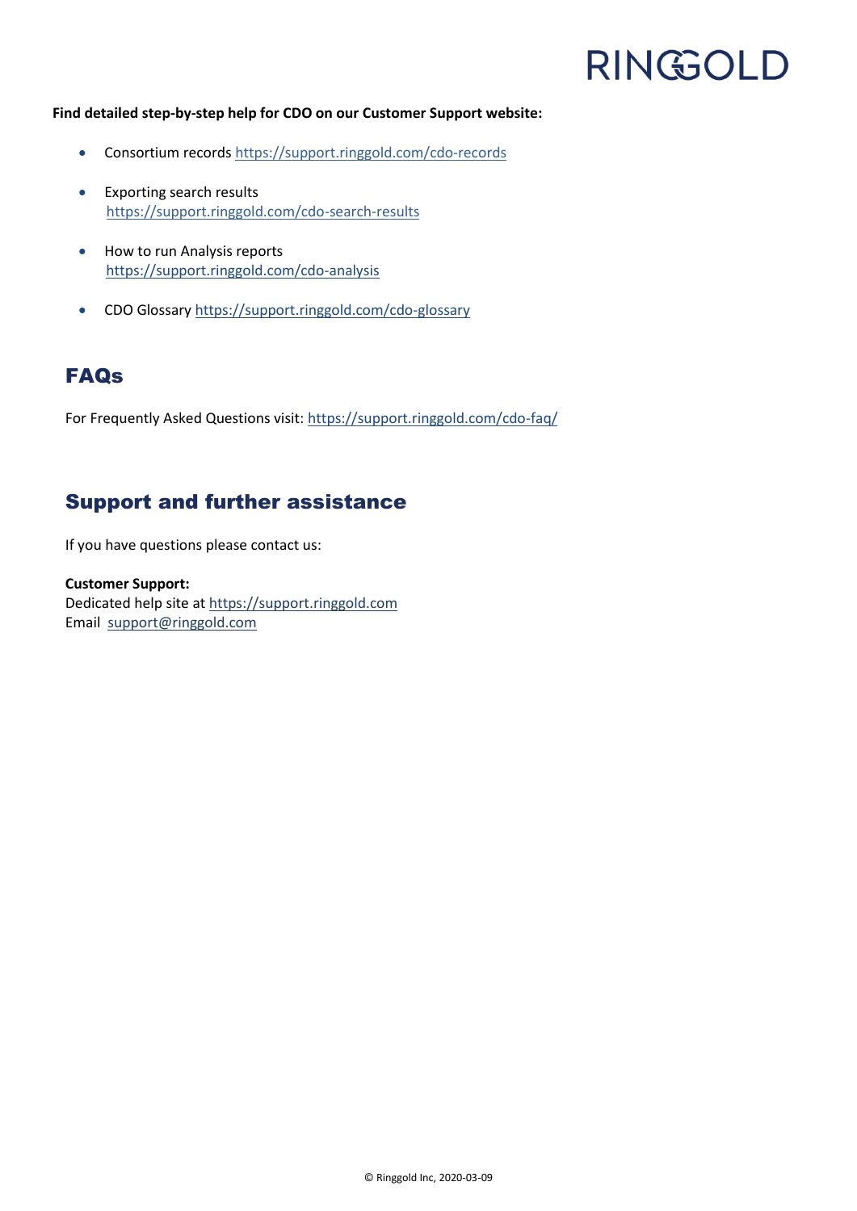**Find detailed step-by-step help for CDO on our Customer Support website:**

- Consortium records https://support.ringgold.com/cdo-records
- Exporting search results https://support.ringgold.com/cdo-search-results
- How to run Analysis reports https://support.ringgold.com/cdo-analysis
- CDO Glossary https://support.ringgold.com/cdo-glossary

## FAQs

For Frequently Asked Questions visit: https://support.ringgold.com/cdo-faq/

## Support and further assistance

If you have questions please contact us:

**Customer Support:**
Dedicated help site at https://support.ringgold.com
Email support@ringgold.com

© Ringgold Inc, 2020-03-09